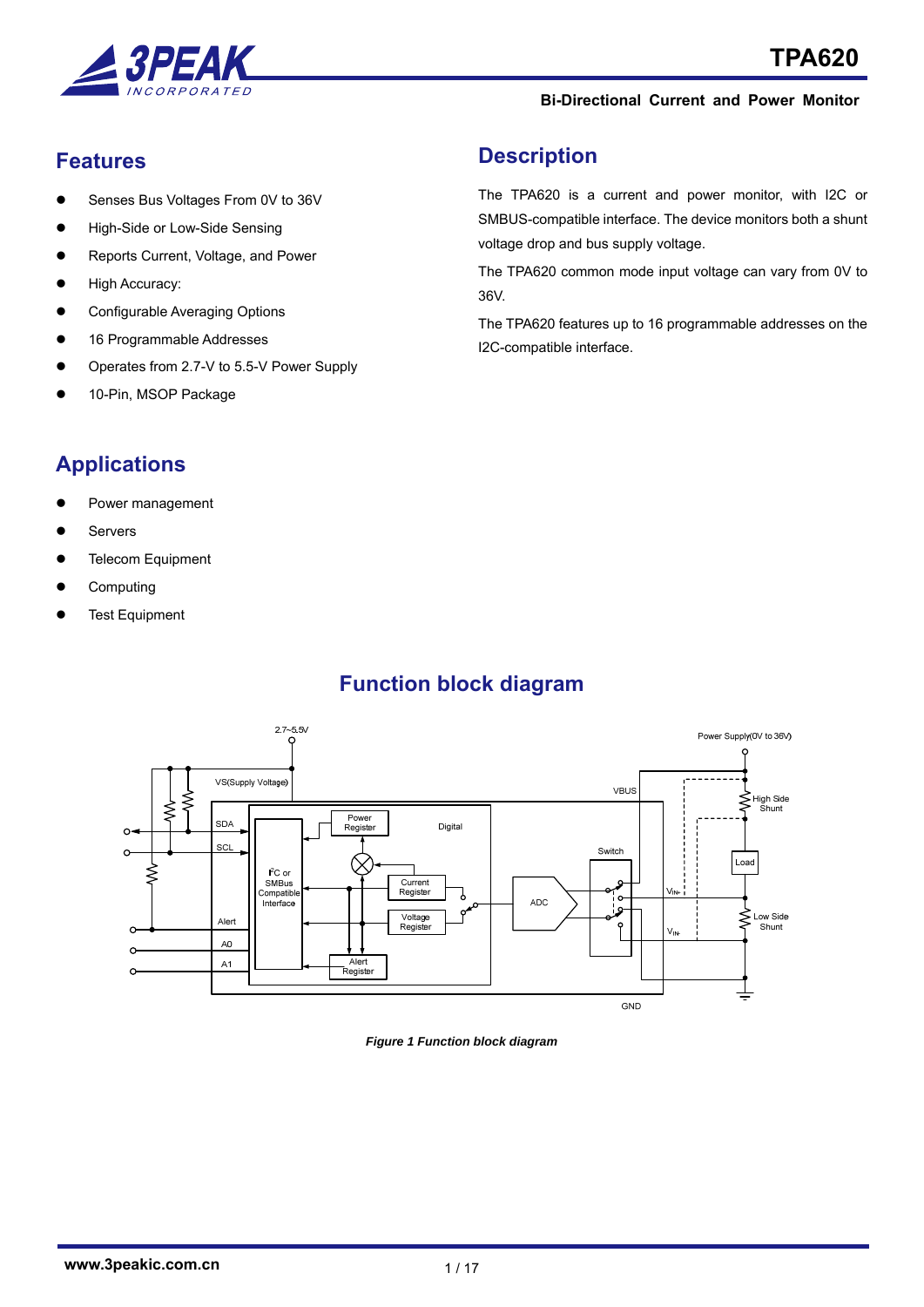# TPA620

**Bi-Directional Current and Power Monitor**

## Features

- Senses Bus Voltages From 0V to 36V
- High-Side or Low-Side Sensing
- Reports Current, Voltage, and Power
- High Accuracy:
- Configurable Averaging Options
- 16 Programmable Addresses
- Operates from 2.7-V to 5.5-V Power Supply
- 10-Pin, MSOP Package

## Applications

- Power management
- Servers
- Telecom Equipment
- Computing
- Test Equipment

## Description

The TPA620 is a current and power monitor, with I2C or SMBUS-compatible interface. The device monitors both a shunt voltage drop and bus supply voltage.

The TPA620 common mode input voltage can vary from 0V to 36V.

The TPA620 features up to 16 programmable addresses on the I2C-compatible interface.

## Function block diagram

*Figure 1 Function block diagram*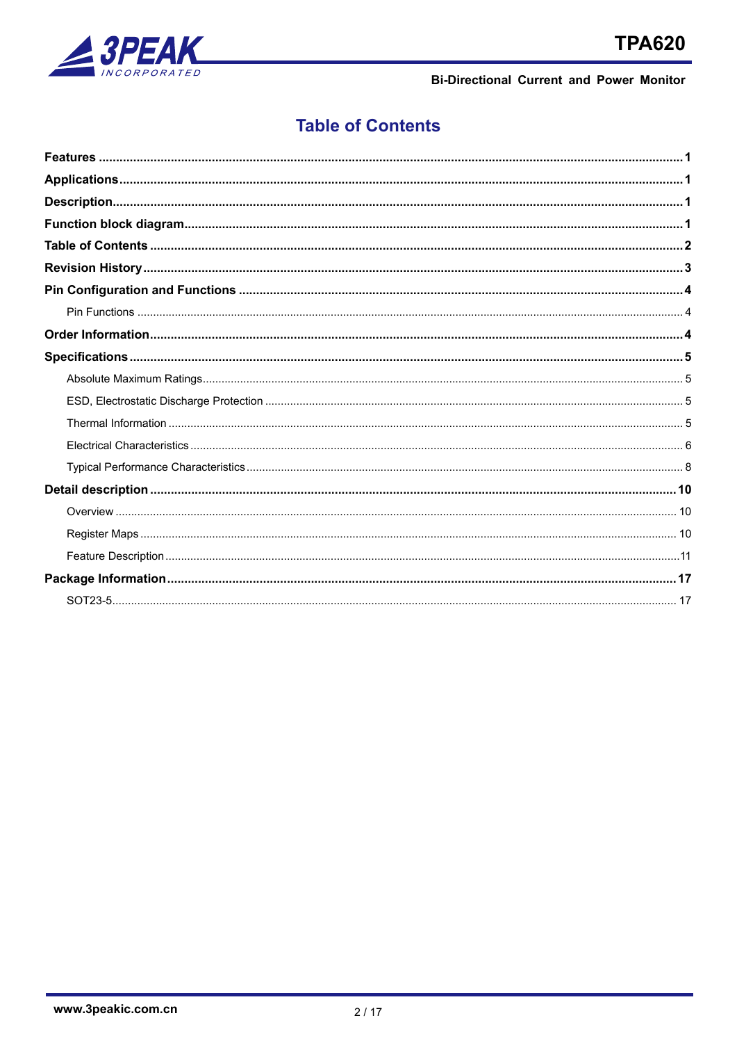# Table of Contents

**Features** ........................................................................................................ 1

**Applications** ........................................................................................................ 1

**Description** ........................................................................................................ 1

**Function block diagram** ........................................................................................................ 1

**Table of Contents** ........................................................................................................ 2

**Revision History** ........................................................................................................ 3

**Pin Configuration and Functions** ........................................................................................................ 4

- Pin Functions ........................................................................................................ 4

**Order Information** ........................................................................................................ 4

**Specifications** ........................................................................................................ 5

- Absolute Maximum Ratings ........................................................................................................ 5
- ESD, Electrostatic Discharge Protection ........................................................................................................ 5
- Thermal Information ........................................................................................................ 5
- Electrical Characteristics ........................................................................................................ 6
- Typical Performance Characteristics ........................................................................................................ 8

**Detail description** ........................................................................................................ 10

- Overview ........................................................................................................ 10
- Register Maps ........................................................................................................ 10
- Feature Description ........................................................................................................ 11

**Package Information** ........................................................................................................ 17

- SOT23-5 ........................................................................................................ 17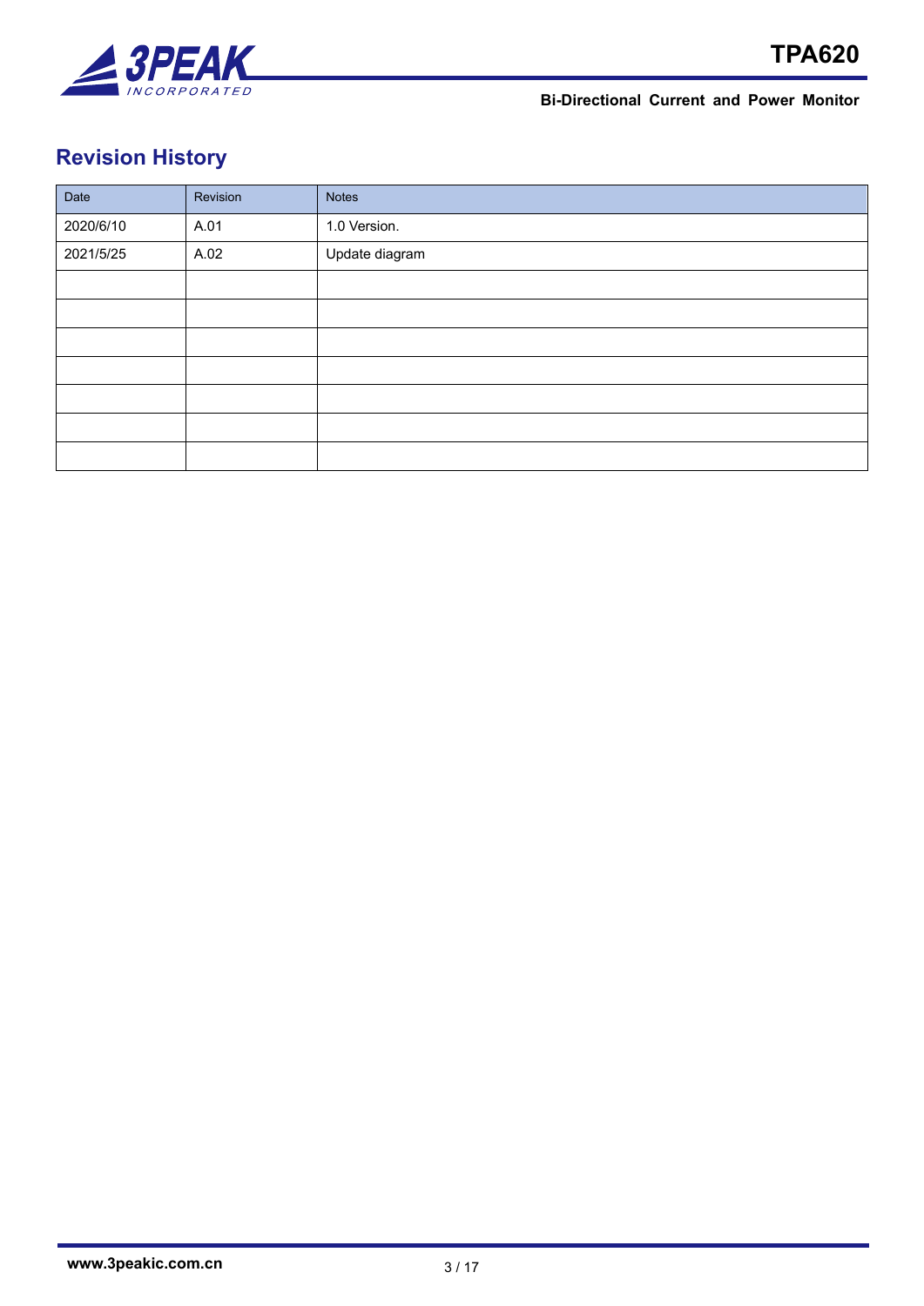## Revision History

| Date | Revision | Notes |
|---|---|---|
| 2020/6/10 | A.01 | 1.0 Version. |
| 2021/5/25 | A.02 | Update diagram |
| | | |
| | | |
| | | |
| | | |
| | | |
| | | |
| | | |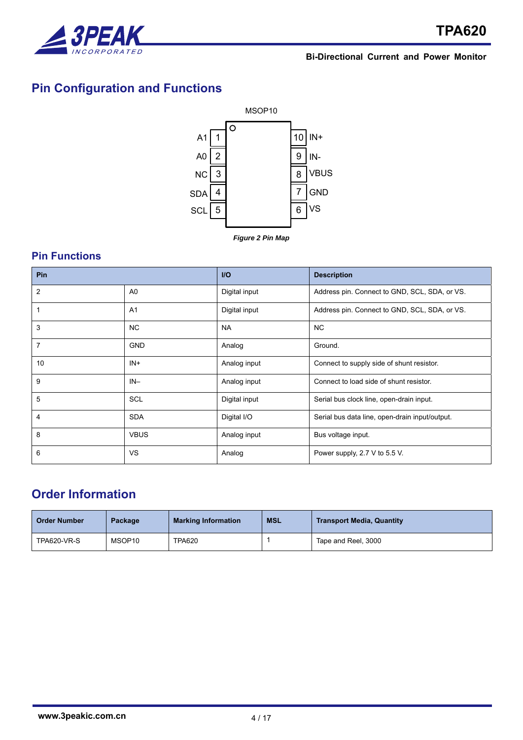## Pin Configuration and Functions

MSOP10

| Pin | Name | | Pin | Name |
|---|---|---|---|---|
| A1 | 1 | | 10 | IN+ |
| A0 | 2 | | 9 | IN- |
| NC | 3 | | 8 | VBUS |
| SDA | 4 | | 7 | GND |
| SCL | 5 | | 6 | VS |

*Figure 2 Pin Map*

### Pin Functions

| Pin | | I/O | Description |
|---|---|---|---|
| 2 | A0 | Digital input | Address pin. Connect to GND, SCL, SDA, or VS. |
| 1 | A1 | Digital input | Address pin. Connect to GND, SCL, SDA, or VS. |
| 3 | NC | NA | NC |
| 7 | GND | Analog | Ground. |
| 10 | IN+ | Analog input | Connect to supply side of shunt resistor. |
| 9 | IN– | Analog input | Connect to load side of shunt resistor. |
| 5 | SCL | Digital input | Serial bus clock line, open-drain input. |
| 4 | SDA | Digital I/O | Serial bus data line, open-drain input/output. |
| 8 | VBUS | Analog input | Bus voltage input. |
| 6 | VS | Analog | Power supply, 2.7 V to 5.5 V. |

## Order Information

| Order Number | Package | Marking Information | MSL | Transport Media, Quantity |
|---|---|---|---|---|
| TPA620-VR-S | MSOP10 | TPA620 | 1 | Tape and Reel, 3000 |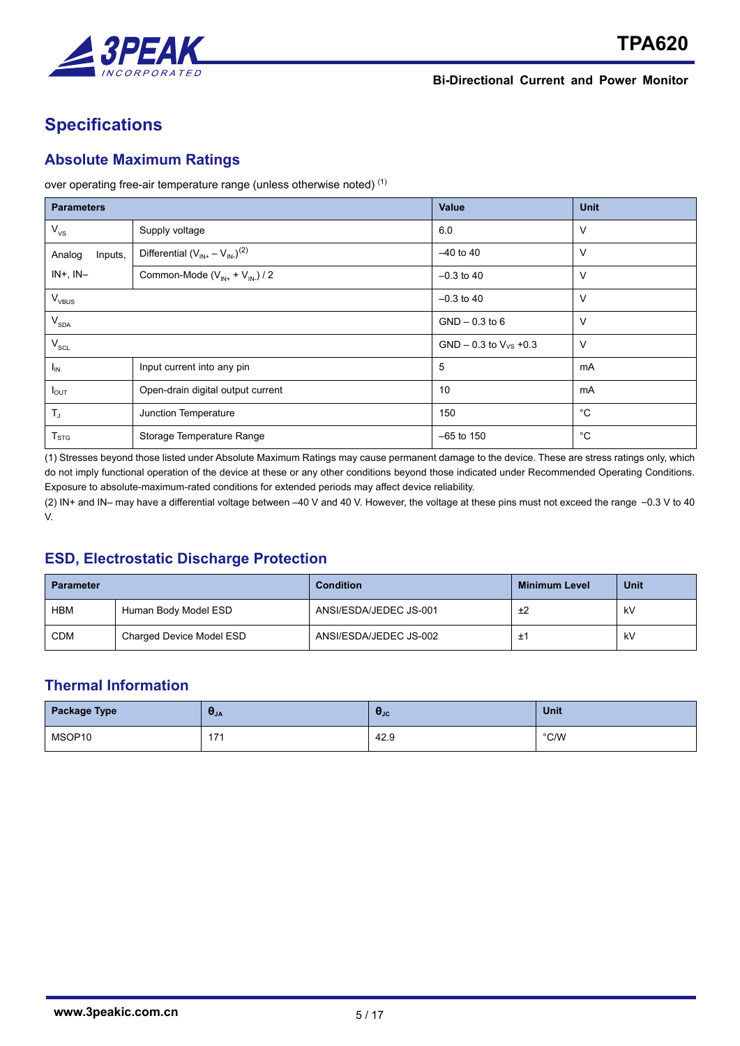# Specifications

## Absolute Maximum Ratings

over operating free-air temperature range (unless otherwise noted) (1)

| Parameters | | Value | Unit |
|---|---|---|---|
| $V_{VS}$ | Supply voltage | 6.0 | V |
| Analog Inputs, IN+, IN– | Differential ($V_{IN+} – V_{IN-}$)(2) | –40 to 40 | V |
| | Common-Mode ($V_{IN+} + V_{IN-}$) / 2 | –0.3 to 40 | V |
| $V_{VBUS}$ | | –0.3 to 40 | V |
| $V_{SDA}$ | | GND – 0.3 to 6 | V |
| $V_{SCL}$ | | GND – 0.3 to $V_{VS}$ +0.3 | V |
| $I_{IN}$ | Input current into any pin | 5 | mA |
| $I_{OUT}$ | Open-drain digital output current | 10 | mA |
| $T_J$ | Junction Temperature | 150 | °C |
| $T_{STG}$ | Storage Temperature Range | –65 to 150 | °C |

(1) Stresses beyond those listed under Absolute Maximum Ratings may cause permanent damage to the device. These are stress ratings only, which do not imply functional operation of the device at these or any other conditions beyond those indicated under Recommended Operating Conditions. Exposure to absolute-maximum-rated conditions for extended periods may affect device reliability.

(2) IN+ and IN– may have a differential voltage between –40 V and 40 V. However, the voltage at these pins must not exceed the range –0.3 V to 40 V.

## ESD, Electrostatic Discharge Protection

| Parameter | | Condition | Minimum Level | Unit |
|---|---|---|---|---|
| HBM | Human Body Model ESD | ANSI/ESDA/JEDEC JS-001 | ±2 | kV |
| CDM | Charged Device Model ESD | ANSI/ESDA/JEDEC JS-002 | ±1 | kV |

## Thermal Information

| Package Type | $\theta_{JA}$ | $\theta_{JC}$ | Unit |
|---|---|---|---|
| MSOP10 | 171 | 42.9 | °C/W |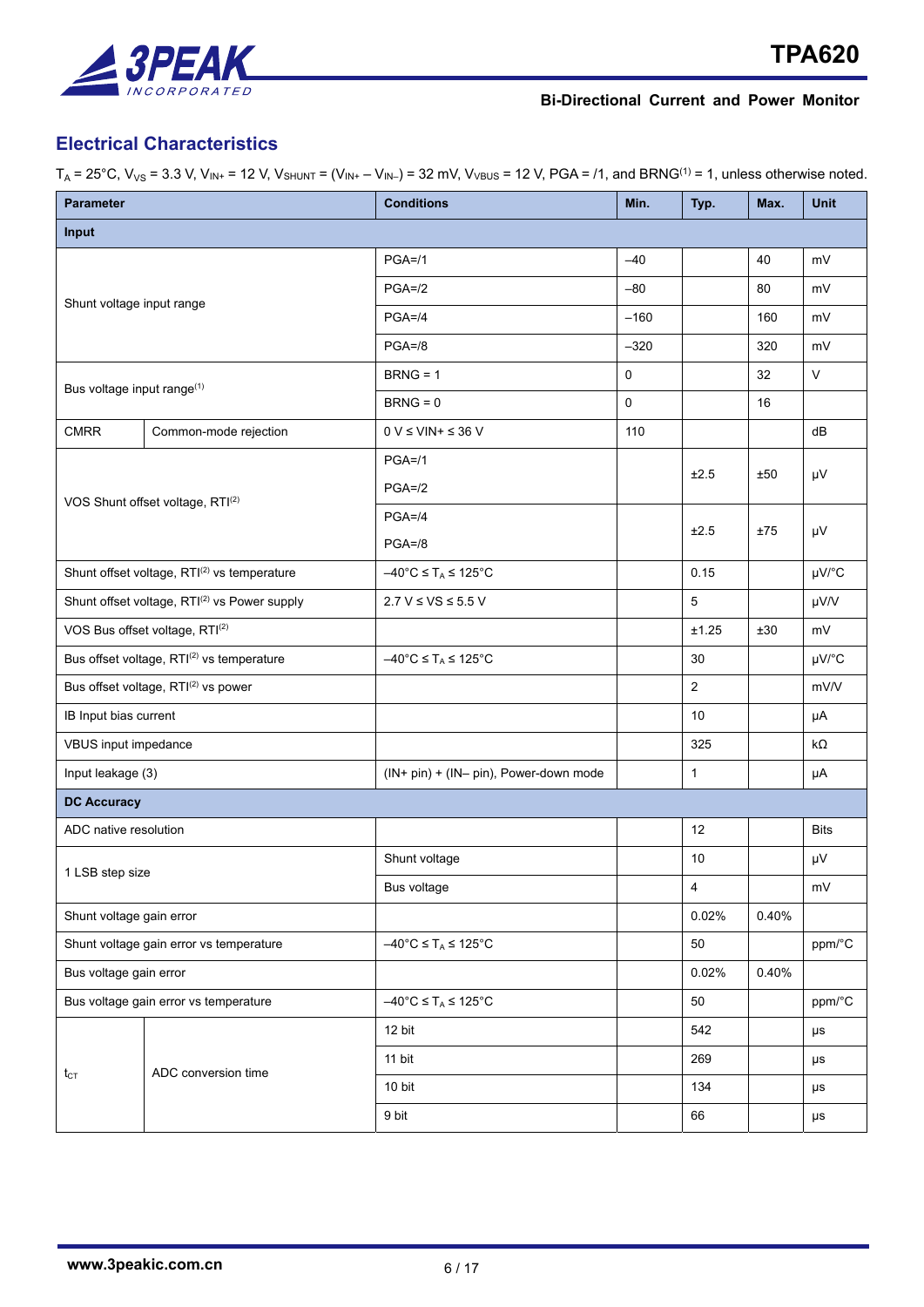## Electrical Characteristics

$T_A$ = 25°C, $V_{VS}$ = 3.3 V, $V_{IN+}$ = 12 V, $V_{SHUNT}$ = ($V_{IN+}$ – $V_{IN–}$) = 32 mV, $V_{VBUS}$ = 12 V, PGA = /1, and BRNG[1] = 1, unless otherwise noted.

| Parameter | | Conditions | Min. | Typ. | Max. | Unit |
|---|---|---|---|---|---|---|
| **Input** | | | | | | |
| Shunt voltage input range | | PGA=/1 | –40 | | 40 | mV |
| | | PGA=/2 | –80 | | 80 | mV |
| | | PGA=/4 | –160 | | 160 | mV |
| | | PGA=/8 | –320 | | 320 | mV |
| Bus voltage input range[1] | | BRNG = 1 | 0 | | 32 | V |
| | | BRNG = 0 | 0 | | 16 | |
| CMRR | Common-mode rejection | 0 V ≤ VIN+ ≤ 36 V | 110 | | | dB |
| VOS Shunt offset voltage, RTI[2] | | PGA=/1<br>PGA=/2 | | ±2.5 | ±50 | μV |
| | | PGA=/4<br>PGA=/8 | | ±2.5 | ±75 | μV |
| Shunt offset voltage, RTI[2] vs temperature | | –40°C ≤ $T_A$ ≤ 125°C | | 0.15 | | μV/°C |
| Shunt offset voltage, RTI[2] vs Power supply | | 2.7 V ≤ VS ≤ 5.5 V | | 5 | | μV/V |
| VOS Bus offset voltage, RTI[2] | | | | ±1.25 | ±30 | mV |
| Bus offset voltage, RTI[2] vs temperature | | –40°C ≤ $T_A$ ≤ 125°C | | 30 | | μV/°C |
| Bus offset voltage, RTI[2] vs power | | | | 2 | | mV/V |
| IB Input bias current | | | | 10 | | μA |
| VBUS input impedance | | | | 325 | | kΩ |
| Input leakage (3) | | (IN+ pin) + (IN– pin), Power-down mode | | 1 | | μA |
| **DC Accuracy** | | | | | | |
| ADC native resolution | | | | 12 | | Bits |
| 1 LSB step size | | Shunt voltage | | 10 | | μV |
| | | Bus voltage | | 4 | | mV |
| Shunt voltage gain error | | | | 0.02% | 0.40% | |
| Shunt voltage gain error vs temperature | | –40°C ≤ $T_A$ ≤ 125°C | | 50 | | ppm/°C |
| Bus voltage gain error | | | | 0.02% | 0.40% | |
| Bus voltage gain error vs temperature | | –40°C ≤ $T_A$ ≤ 125°C | | 50 | | ppm/°C |
| $t_{CT}$ | ADC conversion time | 12 bit | | 542 | | μs |
| | | 11 bit | | 269 | | μs |
| | | 10 bit | | 134 | | μs |
| | | 9 bit | | 66 | | μs |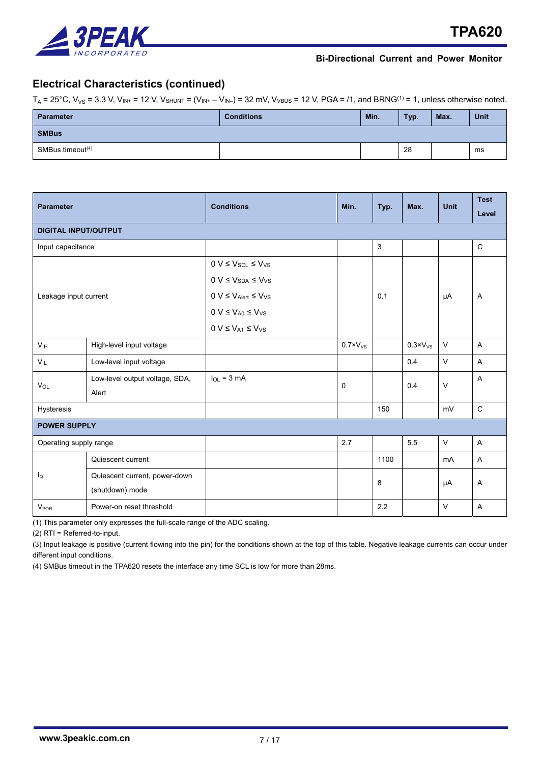## Electrical Characteristics (continued)

$T_A$ = 25°C, $V_{VS}$ = 3.3 V, $V_{IN+}$ = 12 V, $V_{SHUNT}$ = ($V_{IN+}$ – $V_{IN–}$) = 32 mV, $V_{VBUS}$ = 12 V, PGA = /1, and BRNG[1] = 1, unless otherwise noted.

| Parameter | Conditions | Min. | Typ. | Max. | Unit |
|---|---|---|---|---|---|
| **SMBus** | | | | | |
| SMBus timeout[4] | | | 28 | | ms |

| Parameter | | Conditions | Min. | Typ. | Max. | Unit | Test Level |
|---|---|---|---|---|---|---|---|
| **DIGITAL INPUT/OUTPUT** | | | | | | | |
| Input capacitance | | | | 3 | | | C |
| Leakage input current | | 0 V ≤ $V_{SCL}$ ≤ $V_{VS}$<br>0 V ≤ $V_{SDA}$ ≤ $V_{VS}$<br>0 V ≤ $V_{Alert}$ ≤ $V_{VS}$<br>0 V ≤ $V_{A0}$ ≤ $V_{VS}$<br>0 V ≤ $V_{A1}$ ≤ $V_{VS}$ | | 0.1 | | µA | A |
| $V_{IH}$ | High-level input voltage | | 0.7×$V_{VS}$ | | 0.3×$V_{VS}$ | V | A |
| $V_{IL}$ | Low-level input voltage | | | | 0.4 | V | A |
| $V_{OL}$ | Low-level output voltage, SDA, Alert | $I_{OL}$ = 3 mA | 0 | | 0.4 | V | A |
| Hysteresis | | | | 150 | | mV | C |
| **POWER SUPPLY** | | | | | | | |
| Operating supply range | | | 2.7 | | 5.5 | V | A |
| $I_Q$ | Quiescent current | | | 1100 | | mA | A |
| | Quiescent current, power-down (shutdown) mode | | | 8 | | µA | A |
| $V_{POR}$ | Power-on reset threshold | | | 2.2 | | V | A |

(1) This parameter only expresses the full-scale range of the ADC scaling.

(2) RTI = Referred-to-input.

(3) Input leakage is positive (current flowing into the pin) for the conditions shown at the top of this table. Negative leakage currents can occur under different input conditions.

(4) SMBus timeout in the TPA620 resets the interface any time SCL is low for more than 28ms.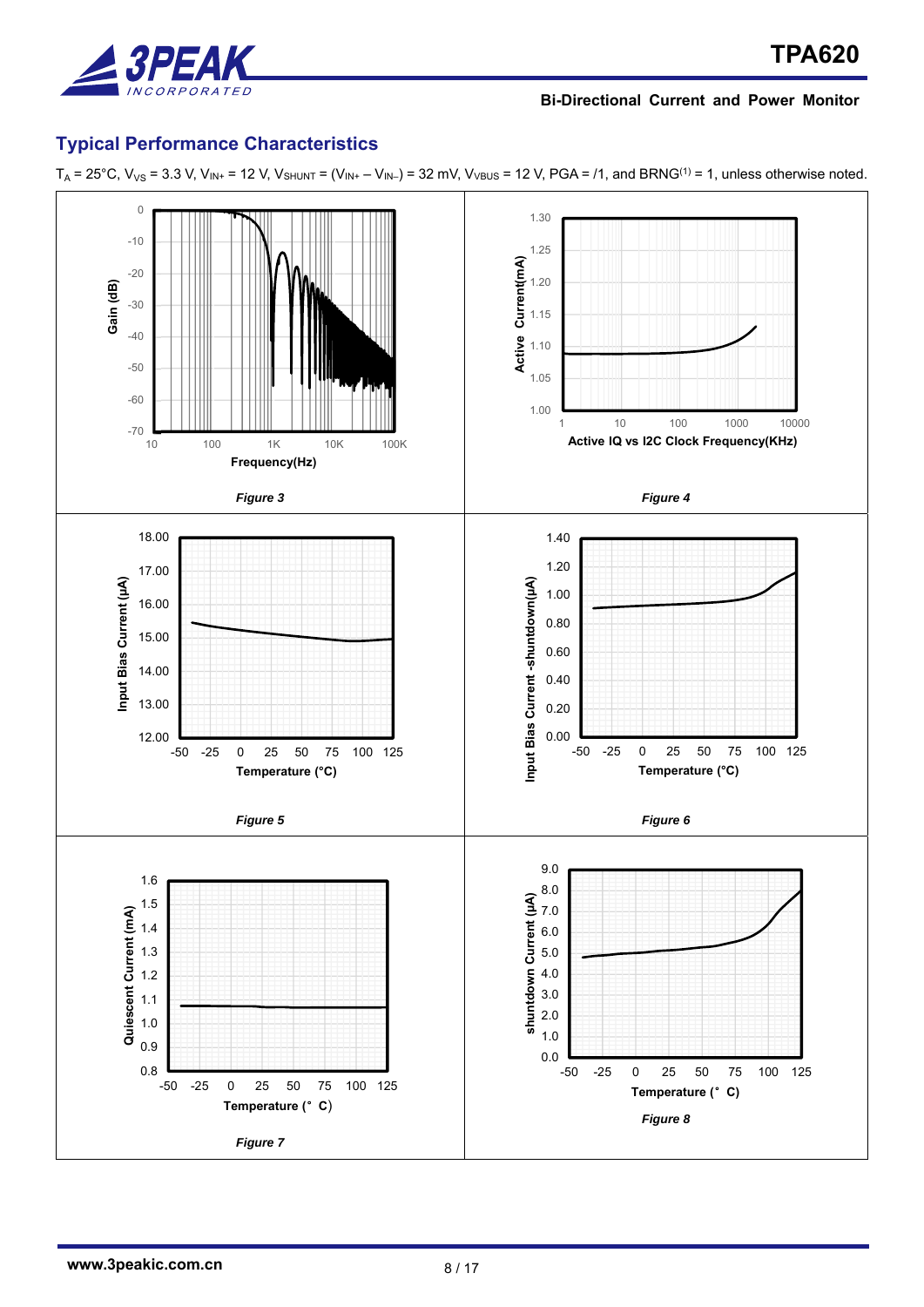## Typical Performance Characteristics

$T_A$ = 25°C, $V_{VS}$ = 3.3 V, $V_{IN+}$ = 12 V, $V_{SHUNT}$ = ($V_{IN+}$ – $V_{IN–}$) = 32 mV, $V_{VBUS}$ = 12 V, PGA = /1, and BRNG(1) = 1, unless otherwise noted.

*Figure 3*

Active IQ vs I2C Clock Frequency(KHz)

*Figure 4*

*Figure 5*

*Figure 6*

*Figure 7*

*Figure 8*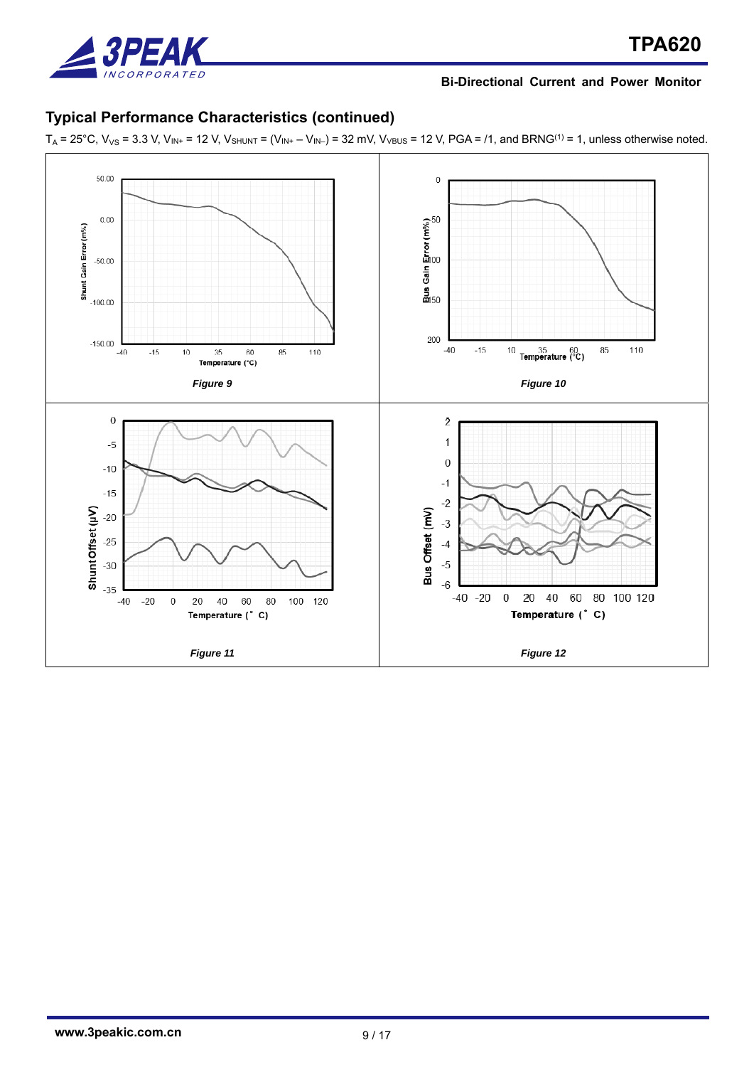## Typical Performance Characteristics (continued)

$T_A$ = 25°C, $V_{VS}$ = 3.3 V, $V_{IN+}$ = 12 V, $V_{SHUNT}$ = ($V_{IN+}$ – $V_{IN–}$) = 32 mV, $V_{VBUS}$ = 12 V, PGA = /1, and BRNG[1] = 1, unless otherwise noted.

*Figure 9*

*Figure 10*

*Figure 11*

*Figure 12*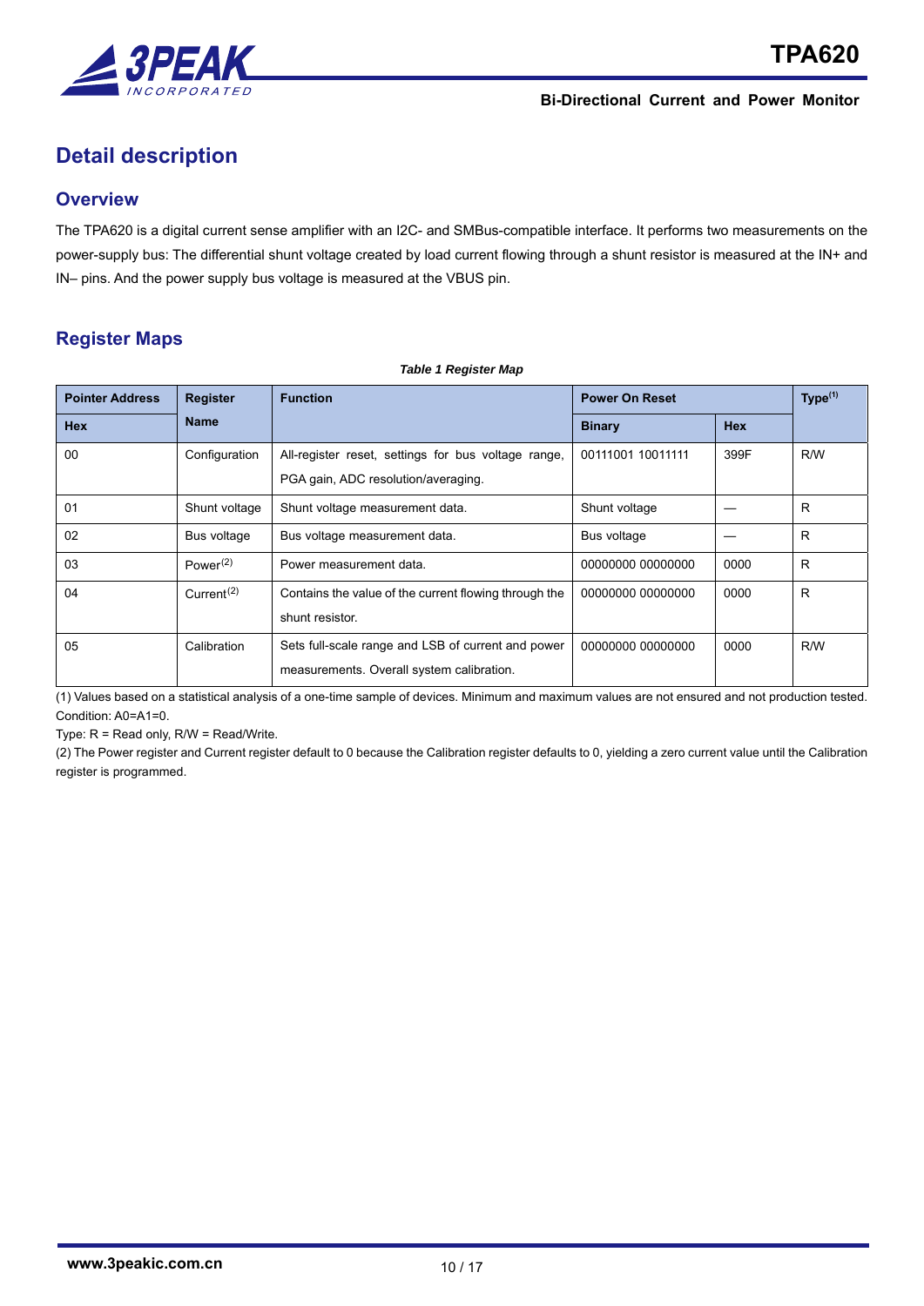# Detail description

## Overview

The TPA620 is a digital current sense amplifier with an I2C- and SMBus-compatible interface. It performs two measurements on the power-supply bus: The differential shunt voltage created by load current flowing through a shunt resistor is measured at the IN+ and IN– pins. And the power supply bus voltage is measured at the VBUS pin.

## Register Maps

***Table 1 Register Map***

| Pointer Address | Register Name | Function | Power On Reset | | Type[1] |
|---|---|---|---|---|---|
| Hex | | | Binary | Hex | |
| 00 | Configuration | All-register reset, settings for bus voltage range, PGA gain, ADC resolution/averaging. | 00111001 10011111 | 399F | R/W |
| 01 | Shunt voltage | Shunt voltage measurement data. | Shunt voltage | — | R |
| 02 | Bus voltage | Bus voltage measurement data. | Bus voltage | — | R |
| 03 | Power[2] | Power measurement data. | 00000000 00000000 | 0000 | R |
| 04 | Current[2] | Contains the value of the current flowing through the shunt resistor. | 00000000 00000000 | 0000 | R |
| 05 | Calibration | Sets full-scale range and LSB of current and power measurements. Overall system calibration. | 00000000 00000000 | 0000 | R/W |

(1) Values based on a statistical analysis of a one-time sample of devices. Minimum and maximum values are not ensured and not production tested. Condition: A0=A1=0.

Type: R = Read only, R/W = Read/Write.

(2) The Power register and Current register default to 0 because the Calibration register defaults to 0, yielding a zero current value until the Calibration register is programmed.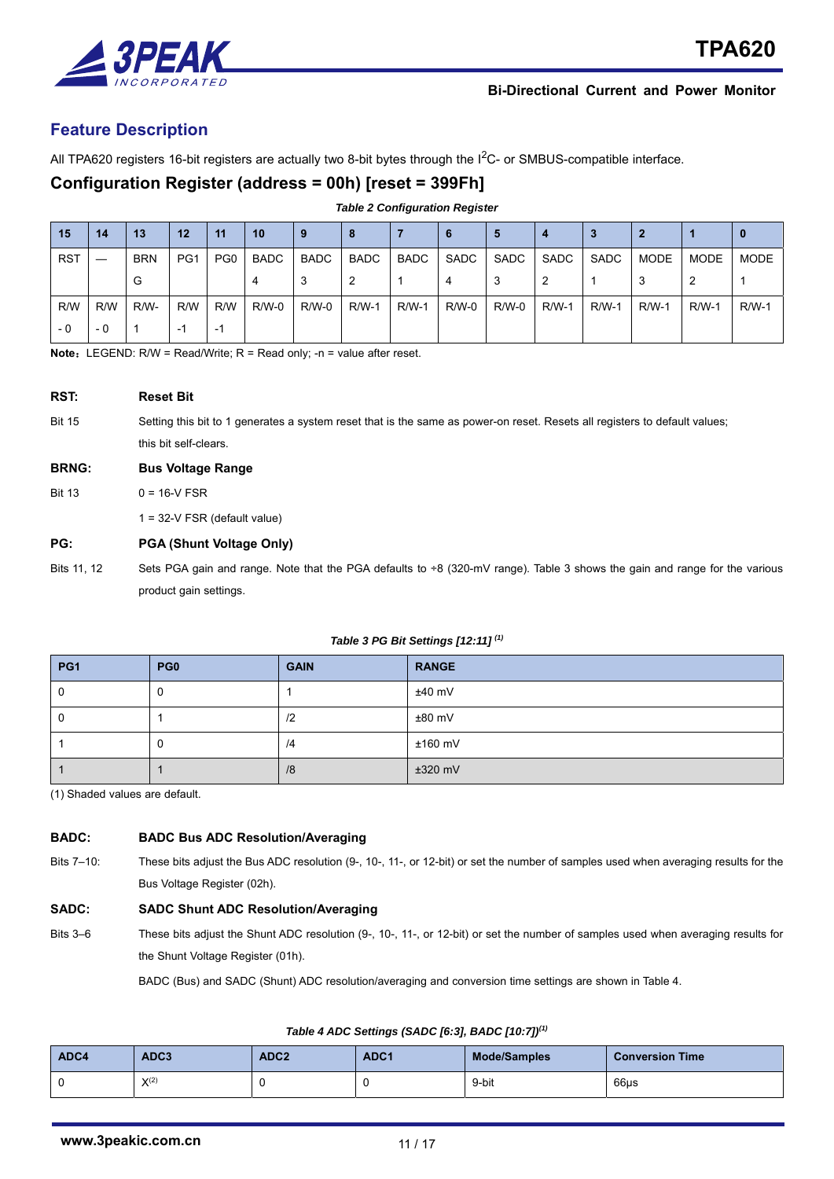## Feature Description

All TPA620 registers 16-bit registers are actually two 8-bit bytes through the I$^2$C- or SMBUS-compatible interface.

### Configuration Register (address = 00h) [reset = 399Fh]

*Table 2 Configuration Register*

| 15 | 14 | 13 | 12 | 11 | 10 | 9 | 8 | 7 | 6 | 5 | 4 | 3 | 2 | 1 | 0 |
|---|---|---|---|---|---|---|---|---|---|---|---|---|---|---|---|
| RST | — | BRNG | PG1 | PG0 | BADC4 | BADC3 | BADC2 | BADC1 | SADC4 | SADC3 | SADC2 | SADC1 | MODE3 | MODE2 | MODE1 |
| R/W-0 | R/W-0 | R/W-1 | R/W-1 | R/W-1 | R/W-0 | R/W-0 | R/W-1 | R/W-1 | R/W-0 | R/W-0 | R/W-1 | R/W-1 | R/W-1 | R/W-1 | R/W-1 |

**Note**：LEGEND: R/W = Read/Write; R = Read only; -n = value after reset.

**RST: Reset Bit**

Bit 15 — Setting this bit to 1 generates a system reset that is the same as power-on reset. Resets all registers to default values; this bit self-clears.

**BRNG: Bus Voltage Range**

Bit 13 — 0 = 16-V FSR

1 = 32-V FSR (default value)

**PG: PGA (Shunt Voltage Only)**

Bits 11, 12 — Sets PGA gain and range. Note that the PGA defaults to ÷8 (320-mV range). Table 3 shows the gain and range for the various product gain settings.

*Table 3 PG Bit Settings [12:11] (1)*

| PG1 | PG0 | GAIN | RANGE |
|---|---|---|---|
| 0 | 0 | 1 | ±40 mV |
| 0 | 1 | /2 | ±80 mV |
| 1 | 0 | /4 | ±160 mV |
| 1 | 1 | /8 | ±320 mV |

(1) Shaded values are default.

**BADC: BADC Bus ADC Resolution/Averaging**

Bits 7–10: These bits adjust the Bus ADC resolution (9-, 10-, 11-, or 12-bit) or set the number of samples used when averaging results for the Bus Voltage Register (02h).

**SADC: SADC Shunt ADC Resolution/Averaging**

Bits 3–6 — These bits adjust the Shunt ADC resolution (9-, 10-, 11-, or 12-bit) or set the number of samples used when averaging results for the Shunt Voltage Register (01h).

BADC (Bus) and SADC (Shunt) ADC resolution/averaging and conversion time settings are shown in Table 4.

*Table 4 ADC Settings (SADC [6:3], BADC [10:7])(1)*

| ADC4 | ADC3 | ADC2 | ADC1 | Mode/Samples | Conversion Time |
|---|---|---|---|---|---|
| 0 | X(2) | 0 | 0 | 9-bit | 66μs |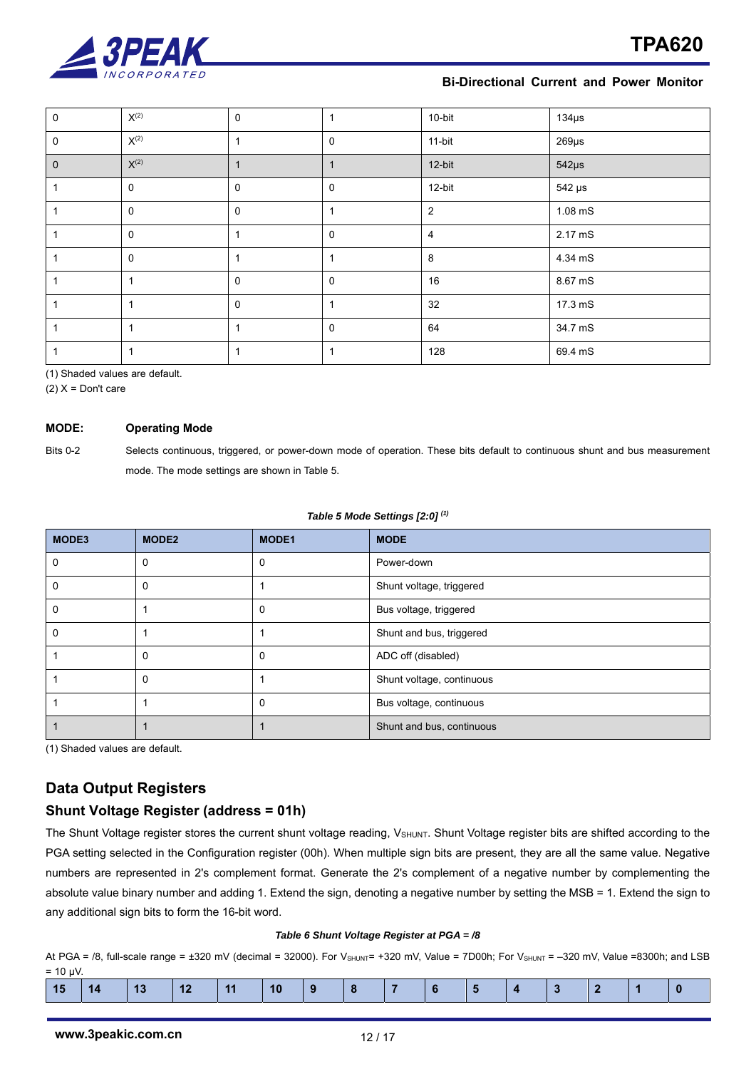| | | | | | |
|---|---|---|---|---|---|
| 0 | X(2) | 0 | 1 | 10-bit | 134μs |
| 0 | X(2) | 1 | 0 | 11-bit | 269μs |
| 0 | X(2) | 1 | 1 | 12-bit | 542μs |
| 1 | 0 | 0 | 0 | 12-bit | 542 μs |
| 1 | 0 | 0 | 1 | 2 | 1.08 mS |
| 1 | 0 | 1 | 0 | 4 | 2.17 mS |
| 1 | 0 | 1 | 1 | 8 | 4.34 mS |
| 1 | 1 | 0 | 0 | 16 | 8.67 mS |
| 1 | 1 | 0 | 1 | 32 | 17.3 mS |
| 1 | 1 | 1 | 0 | 64 | 34.7 mS |
| 1 | 1 | 1 | 1 | 128 | 69.4 mS |

(1) Shaded values are default.
(2) X = Don't care

**MODE: Operating Mode**

Bits 0-2 Selects continuous, triggered, or power-down mode of operation. These bits default to continuous shunt and bus measurement mode. The mode settings are shown in Table 5.

***Table 5 Mode Settings [2:0] (1)***

| MODE3 | MODE2 | MODE1 | MODE |
|---|---|---|---|
| 0 | 0 | 0 | Power-down |
| 0 | 0 | 1 | Shunt voltage, triggered |
| 0 | 1 | 0 | Bus voltage, triggered |
| 0 | 1 | 1 | Shunt and bus, triggered |
| 1 | 0 | 0 | ADC off (disabled) |
| 1 | 0 | 1 | Shunt voltage, continuous |
| 1 | 1 | 0 | Bus voltage, continuous |
| 1 | 1 | 1 | Shunt and bus, continuous |

(1) Shaded values are default.

## Data Output Registers

### Shunt Voltage Register (address = 01h)

The Shunt Voltage register stores the current shunt voltage reading, $V_{SHUNT}$. Shunt Voltage register bits are shifted according to the PGA setting selected in the Configuration register (00h). When multiple sign bits are present, they are all the same value. Negative numbers are represented in 2's complement format. Generate the 2's complement of a negative number by complementing the absolute value binary number and adding 1. Extend the sign, denoting a negative number by setting the MSB = 1. Extend the sign to any additional sign bits to form the 16-bit word.

***Table 6 Shunt Voltage Register at PGA = /8***

At PGA = /8, full-scale range = ±320 mV (decimal = 32000). For $V_{SHUNT}$= +320 mV, Value = 7D00h; For $V_{SHUNT}$ = –320 mV, Value =8300h; and LSB = 10 μV.

| 15 | 14 | 13 | 12 | 11 | 10 | 9 | 8 | 7 | 6 | 5 | 4 | 3 | 2 | 1 | 0 |
|---|---|---|---|---|---|---|---|---|---|---|---|---|---|---|---|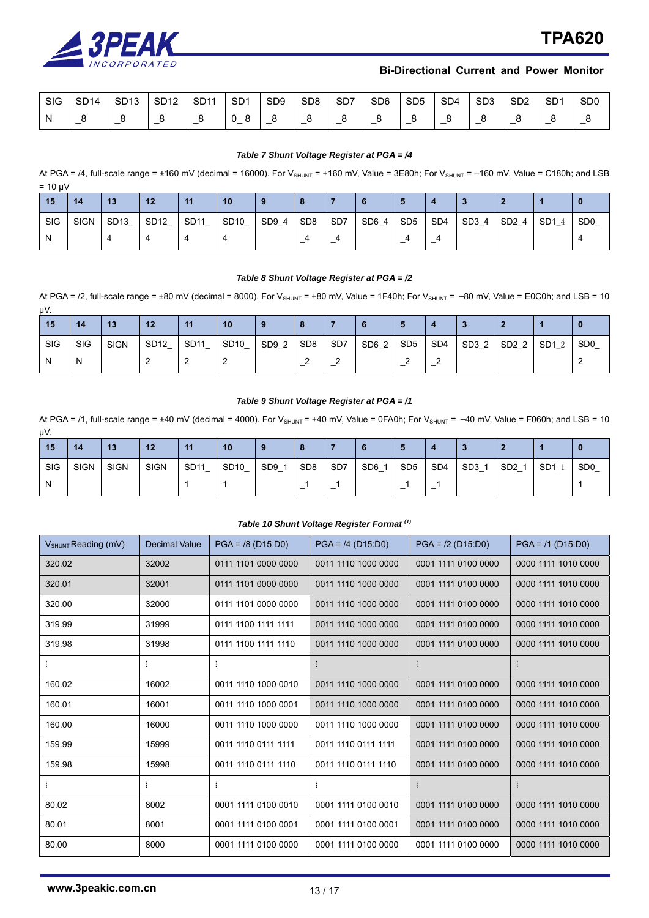| SIGN | SD14_8 | SD13_8 | SD12_8 | SD11_8 | SD10_8 | SD9_8 | SD8_8 | SD7_8 | SD6_8 | SD5_8 | SD4_8 | SD3_8 | SD2_8 | SD1_8 | SD0_8 |
|---|---|---|---|---|---|---|---|---|---|---|---|---|---|---|---|

***Table 7 Shunt Voltage Register at PGA = /4***

At PGA = /4, full-scale range = ±160 mV (decimal = 16000). For $V_{SHUNT}$ = +160 mV, Value = 3E80h; For $V_{SHUNT}$ = –160 mV, Value = C180h; and LSB = 10 µV

| 15 | 14 | 13 | 12 | 11 | 10 | 9 | 8 | 7 | 6 | 5 | 4 | 3 | 2 | 1 | 0 |
|---|---|---|---|---|---|---|---|---|---|---|---|---|---|---|---|
| SIGN | SIGN | SD13_4 | SD12_4 | SD11_4 | SD10_4 | SD9_4 | SD8_4 | SD7_4 | SD6_4 | SD5_4 | SD4_4 | SD3_4 | SD2_4 | SD1_4 | SD0_4 |

***Table 8 Shunt Voltage Register at PGA = /2***

At PGA = /2, full-scale range = ±80 mV (decimal = 8000). For $V_{SHUNT}$ = +80 mV, Value = 1F40h; For $V_{SHUNT}$ = –80 mV, Value = E0C0h; and LSB = 10 µV.

| 15 | 14 | 13 | 12 | 11 | 10 | 9 | 8 | 7 | 6 | 5 | 4 | 3 | 2 | 1 | 0 |
|---|---|---|---|---|---|---|---|---|---|---|---|---|---|---|---|
| SIGN | SIGN | SIGN | SD12_2 | SD11_2 | SD10_2 | SD9_2 | SD8_2 | SD7_2 | SD6_2 | SD5_2 | SD4_2 | SD3_2 | SD2_2 | SD1_2 | SD0_2 |

***Table 9 Shunt Voltage Register at PGA = /1***

At PGA = /1, full-scale range = ±40 mV (decimal = 4000). For $V_{SHUNT}$ = +40 mV, Value = 0FA0h; For $V_{SHUNT}$ = –40 mV, Value = F060h; and LSB = 10 µV.

| 15 | 14 | 13 | 12 | 11 | 10 | 9 | 8 | 7 | 6 | 5 | 4 | 3 | 2 | 1 | 0 |
|---|---|---|---|---|---|---|---|---|---|---|---|---|---|---|---|
| SIGN | SIGN | SIGN | SIGN | SD11_1 | SD10_1 | SD9_1 | SD8_1 | SD7_1 | SD6_1 | SD5_1 | SD4_1 | SD3_1 | SD2_1 | SD1_1 | SD0_1 |

***Table 10 Shunt Voltage Register Format [(1)]***

| $V_{SHUNT}$ Reading (mV) | Decimal Value | PGA = /8 (D15:D0) | PGA = /4 (D15:D0) | PGA = /2 (D15:D0) | PGA = /1 (D15:D0) |
|---|---|---|---|---|---|
| 320.02 | 32002 | 0111 1101 0000 0000 | 0011 1110 1000 0000 | 0001 1111 0100 0000 | 0000 1111 1010 0000 |
| 320.01 | 32001 | 0111 1101 0000 0000 | 0011 1110 1000 0000 | 0001 1111 0100 0000 | 0000 1111 1010 0000 |
| 320.00 | 32000 | 0111 1101 0000 0000 | 0011 1110 1000 0000 | 0001 1111 0100 0000 | 0000 1111 1010 0000 |
| 319.99 | 31999 | 0111 1100 1111 1111 | 0011 1110 1000 0000 | 0001 1111 0100 0000 | 0000 1111 1010 0000 |
| 319.98 | 31998 | 0111 1100 1111 1110 | 0011 1110 1000 0000 | 0001 1111 0100 0000 | 0000 1111 1010 0000 |
| ⋮ | ⋮ | ⋮ | ⋮ | ⋮ | ⋮ |
| 160.02 | 16002 | 0011 1110 1000 0010 | 0011 1110 1000 0000 | 0001 1111 0100 0000 | 0000 1111 1010 0000 |
| 160.01 | 16001 | 0011 1110 1000 0001 | 0011 1110 1000 0000 | 0001 1111 0100 0000 | 0000 1111 1010 0000 |
| 160.00 | 16000 | 0011 1110 1000 0000 | 0011 1110 1000 0000 | 0001 1111 0100 0000 | 0000 1111 1010 0000 |
| 159.99 | 15999 | 0011 1110 0111 1111 | 0011 1110 0111 1111 | 0001 1111 0100 0000 | 0000 1111 1010 0000 |
| 159.98 | 15998 | 0011 1110 0111 1110 | 0011 1110 0111 1110 | 0001 1111 0100 0000 | 0000 1111 1010 0000 |
| ⋮ | ⋮ | ⋮ | ⋮ | ⋮ | ⋮ |
| 80.02 | 8002 | 0001 1111 0100 0010 | 0001 1111 0100 0010 | 0001 1111 0100 0000 | 0000 1111 1010 0000 |
| 80.01 | 8001 | 0001 1111 0100 0001 | 0001 1111 0100 0001 | 0001 1111 0100 0000 | 0000 1111 1010 0000 |
| 80.00 | 8000 | 0001 1111 0100 0000 | 0001 1111 0100 0000 | 0001 1111 0100 0000 | 0000 1111 1010 0000 |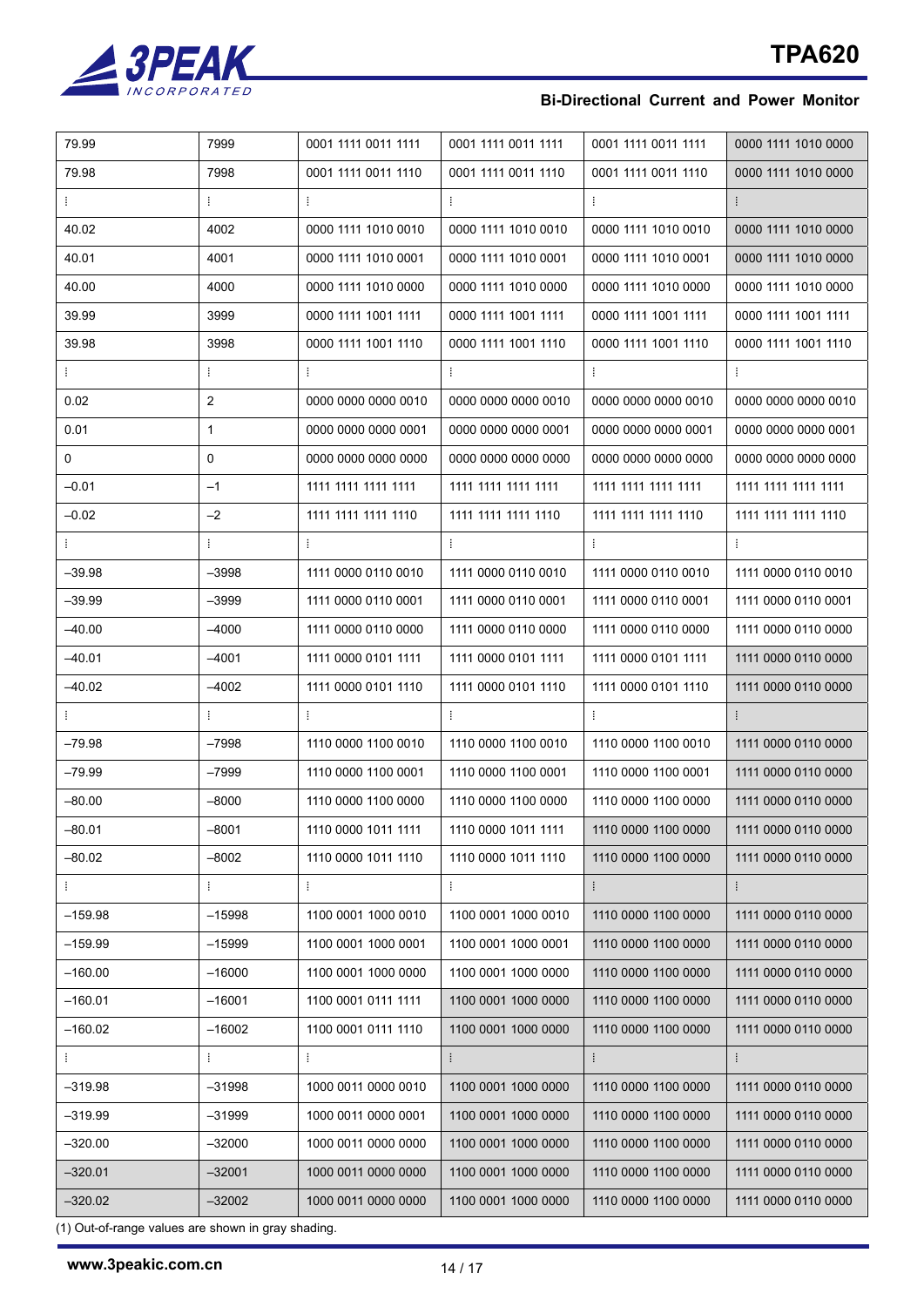| 79.99 | 7999 | 0001 1111 0011 1111 | 0001 1111 0011 1111 | 0001 1111 0011 1111 | 0000 1111 1010 0000 |
|---|---|---|---|---|---|
| 79.98 | 7998 | 0001 1111 0011 1110 | 0001 1111 0011 1110 | 0001 1111 0011 1110 | 0000 1111 1010 0000 |
| ⋮ | ⋮ | ⋮ | ⋮ | ⋮ | ⋮ |
| 40.02 | 4002 | 0000 1111 1010 0010 | 0000 1111 1010 0010 | 0000 1111 1010 0010 | 0000 1111 1010 0000 |
| 40.01 | 4001 | 0000 1111 1010 0001 | 0000 1111 1010 0001 | 0000 1111 1010 0001 | 0000 1111 1010 0000 |
| 40.00 | 4000 | 0000 1111 1010 0000 | 0000 1111 1010 0000 | 0000 1111 1010 0000 | 0000 1111 1010 0000 |
| 39.99 | 3999 | 0000 1111 1001 1111 | 0000 1111 1001 1111 | 0000 1111 1001 1111 | 0000 1111 1001 1111 |
| 39.98 | 3998 | 0000 1111 1001 1110 | 0000 1111 1001 1110 | 0000 1111 1001 1110 | 0000 1111 1001 1110 |
| ⋮ | ⋮ | ⋮ | ⋮ | ⋮ | ⋮ |
| 0.02 | 2 | 0000 0000 0000 0010 | 0000 0000 0000 0010 | 0000 0000 0000 0010 | 0000 0000 0000 0010 |
| 0.01 | 1 | 0000 0000 0000 0001 | 0000 0000 0000 0001 | 0000 0000 0000 0001 | 0000 0000 0000 0001 |
| 0 | 0 | 0000 0000 0000 0000 | 0000 0000 0000 0000 | 0000 0000 0000 0000 | 0000 0000 0000 0000 |
| –0.01 | –1 | 1111 1111 1111 1111 | 1111 1111 1111 1111 | 1111 1111 1111 1111 | 1111 1111 1111 1111 |
| –0.02 | –2 | 1111 1111 1111 1110 | 1111 1111 1111 1110 | 1111 1111 1111 1110 | 1111 1111 1111 1110 |
| ⋮ | ⋮ | ⋮ | ⋮ | ⋮ | ⋮ |
| –39.98 | –3998 | 1111 0000 0110 0010 | 1111 0000 0110 0010 | 1111 0000 0110 0010 | 1111 0000 0110 0010 |
| –39.99 | –3999 | 1111 0000 0110 0001 | 1111 0000 0110 0001 | 1111 0000 0110 0001 | 1111 0000 0110 0001 |
| –40.00 | –4000 | 1111 0000 0110 0000 | 1111 0000 0110 0000 | 1111 0000 0110 0000 | 1111 0000 0110 0000 |
| –40.01 | –4001 | 1111 0000 0101 1111 | 1111 0000 0101 1111 | 1111 0000 0101 1111 | 1111 0000 0110 0000 |
| –40.02 | –4002 | 1111 0000 0101 1110 | 1111 0000 0101 1110 | 1111 0000 0101 1110 | 1111 0000 0110 0000 |
| ⋮ | ⋮ | ⋮ | ⋮ | ⋮ | ⋮ |
| –79.98 | –7998 | 1110 0000 1100 0010 | 1110 0000 1100 0010 | 1110 0000 1100 0010 | 1111 0000 0110 0000 |
| –79.99 | –7999 | 1110 0000 1100 0001 | 1110 0000 1100 0001 | 1110 0000 1100 0001 | 1111 0000 0110 0000 |
| –80.00 | –8000 | 1110 0000 1100 0000 | 1110 0000 1100 0000 | 1110 0000 1100 0000 | 1111 0000 0110 0000 |
| –80.01 | –8001 | 1110 0000 1011 1111 | 1110 0000 1011 1111 | 1110 0000 1100 0000 | 1111 0000 0110 0000 |
| –80.02 | –8002 | 1110 0000 1011 1110 | 1110 0000 1011 1110 | 1110 0000 1100 0000 | 1111 0000 0110 0000 |
| ⋮ | ⋮ | ⋮ | ⋮ | ⋮ | ⋮ |
| –159.98 | –15998 | 1100 0001 1000 0010 | 1100 0001 1000 0010 | 1110 0000 1100 0000 | 1111 0000 0110 0000 |
| –159.99 | –15999 | 1100 0001 1000 0001 | 1100 0001 1000 0001 | 1110 0000 1100 0000 | 1111 0000 0110 0000 |
| –160.00 | –16000 | 1100 0001 1000 0000 | 1100 0001 1000 0000 | 1110 0000 1100 0000 | 1111 0000 0110 0000 |
| –160.01 | –16001 | 1100 0001 0111 1111 | 1100 0001 1000 0000 | 1110 0000 1100 0000 | 1111 0000 0110 0000 |
| –160.02 | –16002 | 1100 0001 0111 1110 | 1100 0001 1000 0000 | 1110 0000 1100 0000 | 1111 0000 0110 0000 |
| ⋮ | ⋮ | ⋮ | ⋮ | ⋮ | ⋮ |
| –319.98 | –31998 | 1000 0011 0000 0010 | 1100 0001 1000 0000 | 1110 0000 1100 0000 | 1111 0000 0110 0000 |
| –319.99 | –31999 | 1000 0011 0000 0001 | 1100 0001 1000 0000 | 1110 0000 1100 0000 | 1111 0000 0110 0000 |
| –320.00 | –32000 | 1000 0011 0000 0000 | 1100 0001 1000 0000 | 1110 0000 1100 0000 | 1111 0000 0110 0000 |
| –320.01 | –32001 | 1000 0011 0000 0000 | 1100 0001 1000 0000 | 1110 0000 1100 0000 | 1111 0000 0110 0000 |
| –320.02 | –32002 | 1000 0011 0000 0000 | 1100 0001 1000 0000 | 1110 0000 1100 0000 | 1111 0000 0110 0000 |

(1) Out-of-range values are shown in gray shading.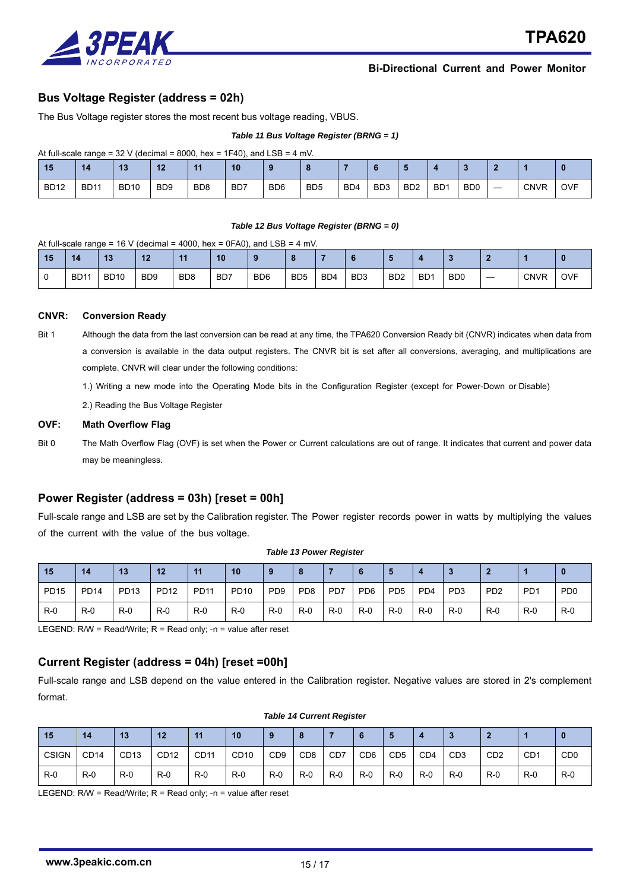## Bus Voltage Register (address = 02h)

The Bus Voltage register stores the most recent bus voltage reading, VBUS.

***Table 11 Bus Voltage Register (BRNG = 1)***

At full-scale range = 32 V (decimal = 8000, hex = 1F40), and LSB = 4 mV.

| 15 | 14 | 13 | 12 | 11 | 10 | 9 | 8 | 7 | 6 | 5 | 4 | 3 | 2 | 1 | 0 |
|---|---|---|---|---|---|---|---|---|---|---|---|---|---|---|---|
| BD12 | BD11 | BD10 | BD9 | BD8 | BD7 | BD6 | BD5 | BD4 | BD3 | BD2 | BD1 | BD0 | — | CNVR | OVF |

***Table 12 Bus Voltage Register (BRNG = 0)***

At full-scale range = 16 V (decimal = 4000, hex = 0FA0), and LSB = 4 mV.

| 15 | 14 | 13 | 12 | 11 | 10 | 9 | 8 | 7 | 6 | 5 | 4 | 3 | 2 | 1 | 0 |
|---|---|---|---|---|---|---|---|---|---|---|---|---|---|---|---|
| 0 | BD11 | BD10 | BD9 | BD8 | BD7 | BD6 | BD5 | BD4 | BD3 | BD2 | BD1 | BD0 | — | CNVR | OVF |

**CNVR: Conversion Ready**

Bit 1 Although the data from the last conversion can be read at any time, the TPA620 Conversion Ready bit (CNVR) indicates when data from a conversion is available in the data output registers. The CNVR bit is set after all conversions, averaging, and multiplications are complete. CNVR will clear under the following conditions:

1.) Writing a new mode into the Operating Mode bits in the Configuration Register (except for Power-Down or Disable)

2.) Reading the Bus Voltage Register

**OVF: Math Overflow Flag**

Bit 0 The Math Overflow Flag (OVF) is set when the Power or Current calculations are out of range. It indicates that current and power data may be meaningless.

## Power Register (address = 03h) [reset = 00h]

Full-scale range and LSB are set by the Calibration register. The Power register records power in watts by multiplying the values of the current with the value of the bus voltage.

***Table 13 Power Register***

| 15 | 14 | 13 | 12 | 11 | 10 | 9 | 8 | 7 | 6 | 5 | 4 | 3 | 2 | 1 | 0 |
|---|---|---|---|---|---|---|---|---|---|---|---|---|---|---|---|
| PD15 | PD14 | PD13 | PD12 | PD11 | PD10 | PD9 | PD8 | PD7 | PD6 | PD5 | PD4 | PD3 | PD2 | PD1 | PD0 |
| R-0 | R-0 | R-0 | R-0 | R-0 | R-0 | R-0 | R-0 | R-0 | R-0 | R-0 | R-0 | R-0 | R-0 | R-0 | R-0 |

LEGEND: R/W = Read/Write; R = Read only; -n = value after reset

## Current Register (address = 04h) [reset =00h]

Full-scale range and LSB depend on the value entered in the Calibration register. Negative values are stored in 2's complement format.

***Table 14 Current Register***

| 15 | 14 | 13 | 12 | 11 | 10 | 9 | 8 | 7 | 6 | 5 | 4 | 3 | 2 | 1 | 0 |
|---|---|---|---|---|---|---|---|---|---|---|---|---|---|---|---|
| CSIGN | CD14 | CD13 | CD12 | CD11 | CD10 | CD9 | CD8 | CD7 | CD6 | CD5 | CD4 | CD3 | CD2 | CD1 | CD0 |
| R-0 | R-0 | R-0 | R-0 | R-0 | R-0 | R-0 | R-0 | R-0 | R-0 | R-0 | R-0 | R-0 | R-0 | R-0 | R-0 |

LEGEND: R/W = Read/Write; R = Read only; -n = value after reset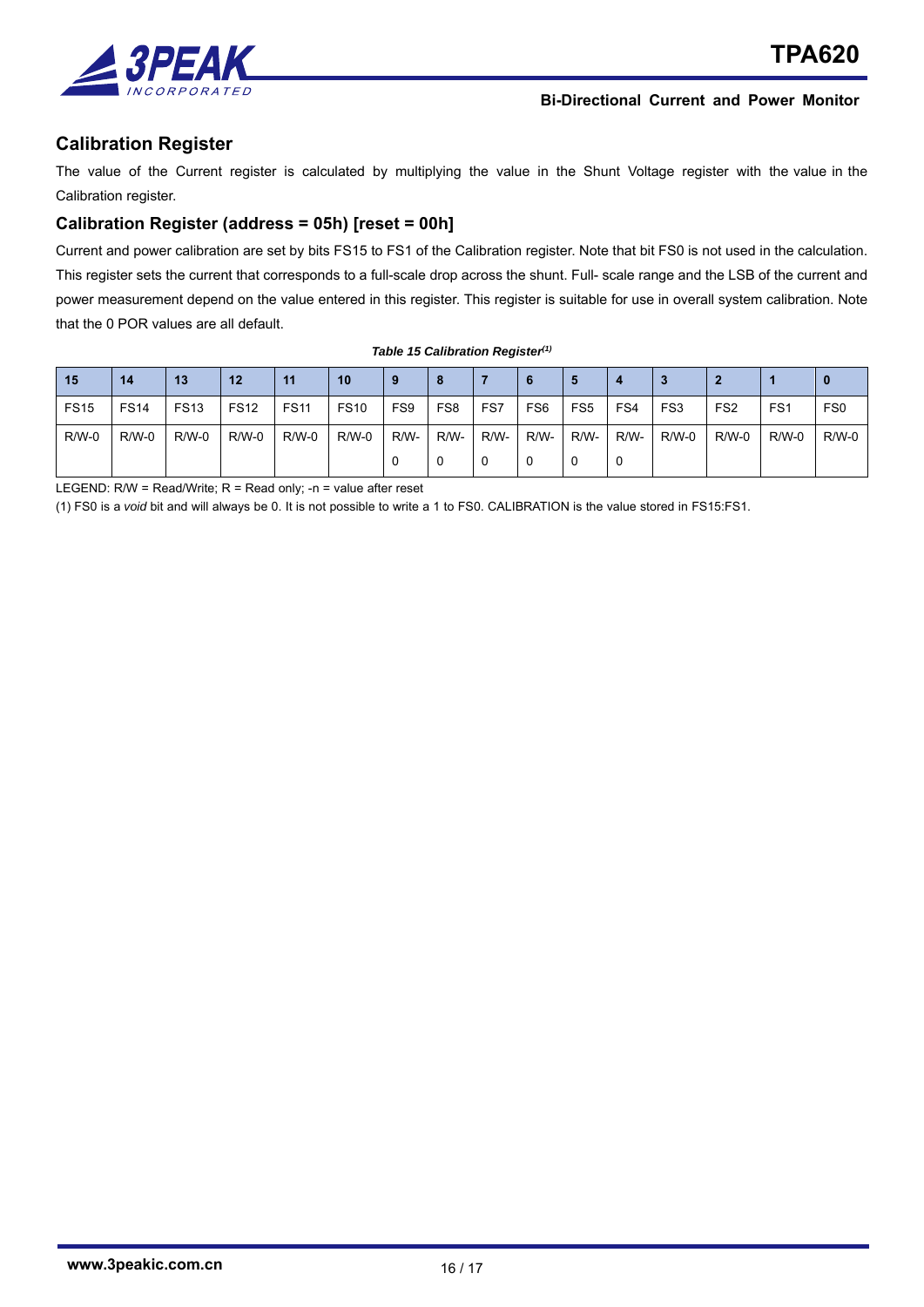## Calibration Register

The value of the Current register is calculated by multiplying the value in the Shunt Voltage register with the value in the Calibration register.

### Calibration Register (address = 05h) [reset = 00h]

Current and power calibration are set by bits FS15 to FS1 of the Calibration register. Note that bit FS0 is not used in the calculation. This register sets the current that corresponds to a full-scale drop across the shunt. Full- scale range and the LSB of the current and power measurement depend on the value entered in this register. This register is suitable for use in overall system calibration. Note that the 0 POR values are all default.

***Table 15 Calibration Register[(1)]***

| 15 | 14 | 13 | 12 | 11 | 10 | 9 | 8 | 7 | 6 | 5 | 4 | 3 | 2 | 1 | 0 |
|---|---|---|---|---|---|---|---|---|---|---|---|---|---|---|---|
| FS15 | FS14 | FS13 | FS12 | FS11 | FS10 | FS9 | FS8 | FS7 | FS6 | FS5 | FS4 | FS3 | FS2 | FS1 | FS0 |
| R/W-0 | R/W-0 | R/W-0 | R/W-0 | R/W-0 | R/W-0 | R/W-0 | R/W-0 | R/W-0 | R/W-0 | R/W-0 | R/W-0 | R/W-0 | R/W-0 | R/W-0 | R/W-0 |

LEGEND: R/W = Read/Write; R = Read only; -n = value after reset

(1) FS0 is a *void* bit and will always be 0. It is not possible to write a 1 to FS0. CALIBRATION is the value stored in FS15:FS1.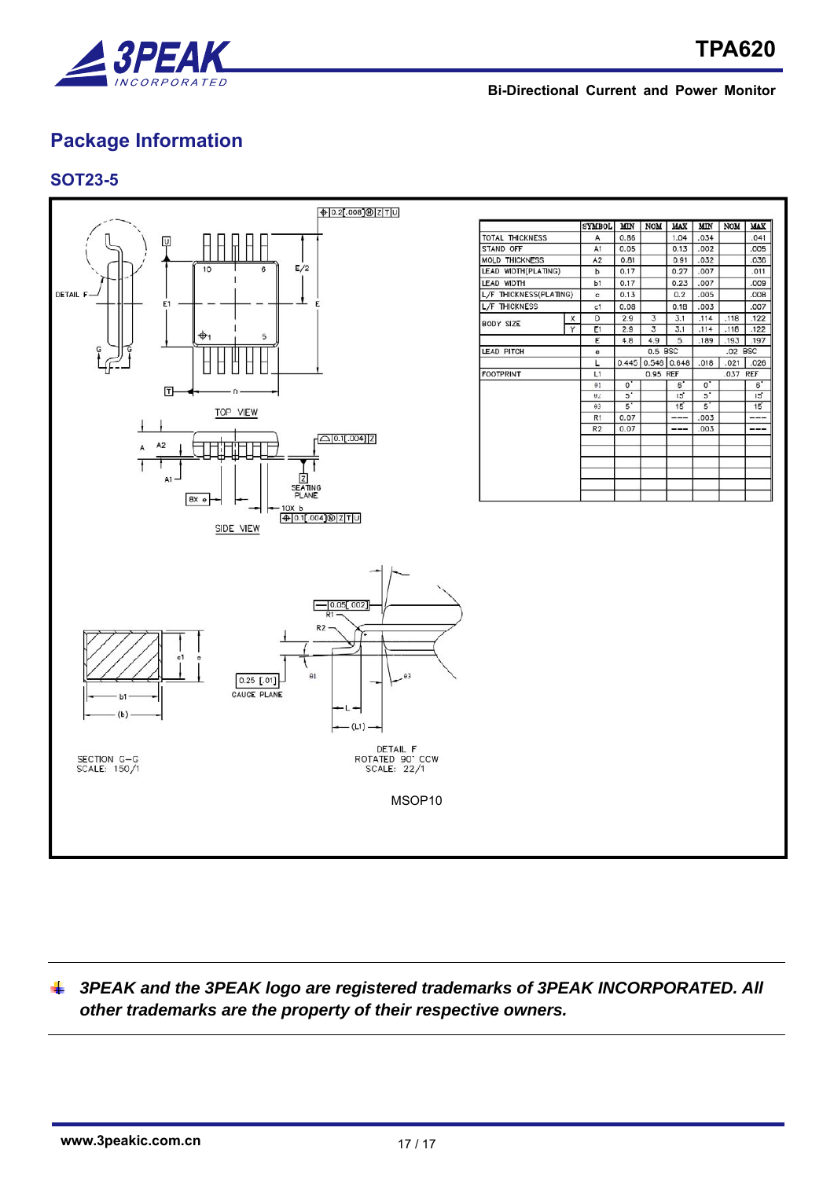## Package Information

### SOT23-5

| | | SYMBOL | MIN | NOM | MAX | MIN | NOM | MAX |
|---|---|---|---|---|---|---|---|---|
| TOTAL THICKNESS | | A | 0.86 | | 1.04 | .034 | | .041 |
| STAND OFF | | A1 | 0.05 | | 0.13 | .002 | | .005 |
| MOLD THICKNESS | | A2 | 0.81 | | 0.91 | .032 | | .036 |
| LEAD WIDTH(PLATING) | | b | 0.17 | | 0.27 | .007 | | .011 |
| LEAD WIDTH | | b1 | 0.17 | | 0.23 | .007 | | .009 |
| L/F THICKNESS(PLATING) | | c | 0.13 | | 0.2 | .005 | | .008 |
| L/F THICKNESS | | c1 | 0.08 | | 0.18 | .003 | | .007 |
| BODY SIZE | X | D | 2.9 | 3 | 3.1 | .114 | .118 | .122 |
| | Y | E1 | 2.9 | 3 | 3.1 | .114 | .118 | .122 |
| | | E | 4.8 | 4.9 | 5 | .189 | .193 | .197 |
| LEAD PITCH | | e | | 0.5 BSC | | | .02 BSC | |
| | | L | 0.445 | 0.546 | 0.648 | .018 | .021 | .026 |
| FOOTPRINT | | L1 | | 0.95 REF | | | .037 REF | |
| | | θ1 | 0° | | 6° | 0° | | 6° |
| | | θ2 | 5° | | 15° | 5° | | 15° |
| | | θ3 | 5° | | 15° | 5° | | 15° |
| | | R1 | 0.07 | | --- | .003 | | --- |
| | | R2 | 0.07 | | --- | .003 | | --- |

TOP VIEW

SIDE VIEW

SECTION G–G
SCALE: 150/1

DETAIL F
ROTATED 90° CCW
SCALE: 22/1

MSOP10

*3PEAK and the 3PEAK logo are registered trademarks of 3PEAK INCORPORATED. All other trademarks are the property of their respective owners.*